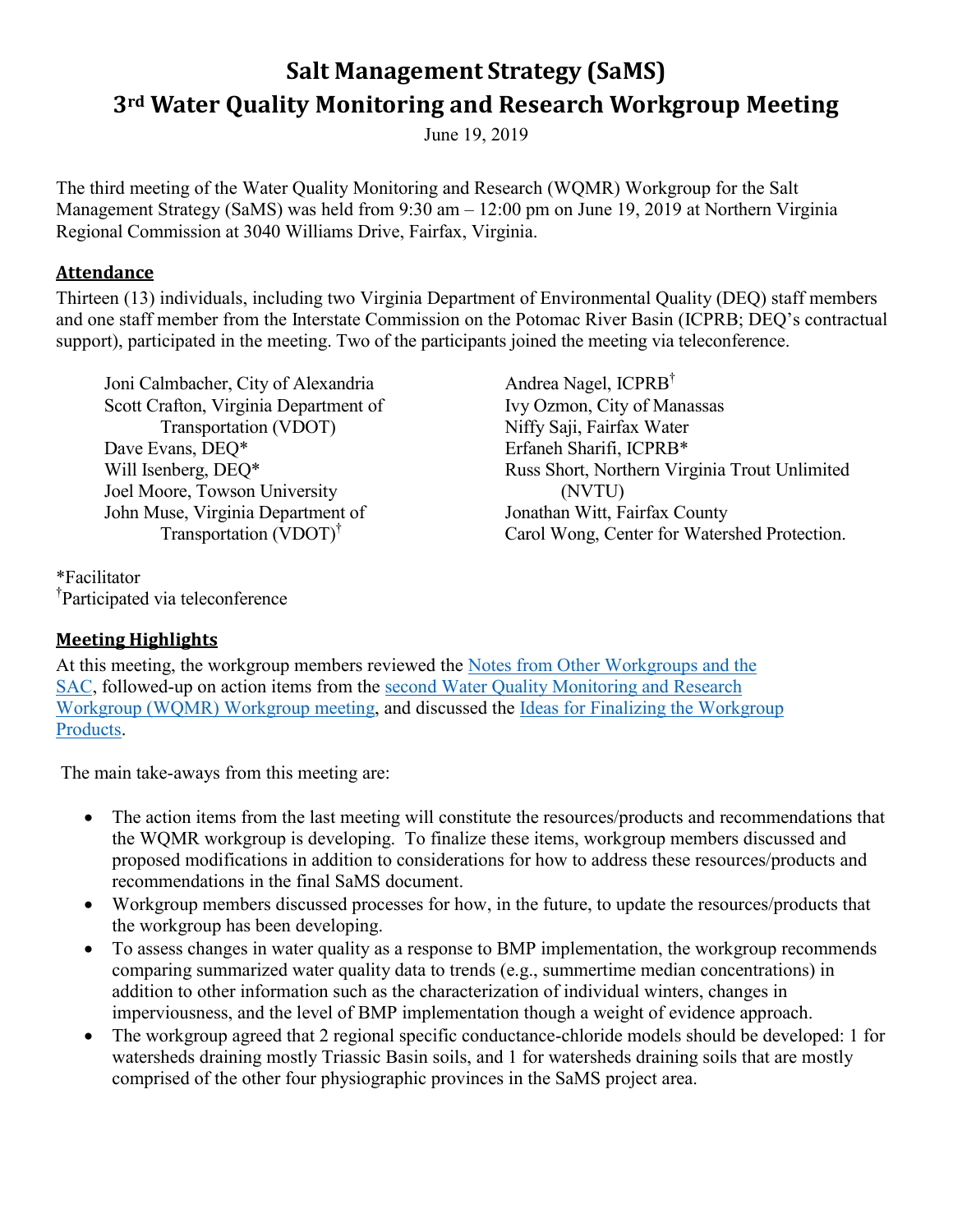# Salt Management Strategy (SaMS)

# 3rd Water Quality Monitoring and Research Workgroup Meeting

June 19, 2019

The third meeting of the Water Quality Monitoring and Research (WQMR) Workgroup for the Salt Management Strategy (SaMS) was held from 9:30 am – 12:00 pm on June 19, 2019 at Northern Virginia Regional Commission at 3040 Williams Drive, Fairfax, Virginia.

## Attendance

Thirteen (13) individuals, including two Virginia Department of Environmental Quality (DEQ) staff members and one staff member from the Interstate Commission on the Potomac River Basin (ICPRB; DEQ's contractual support), participated in the meeting. Two of the participants joined the meeting via teleconference.

- Joni Calmbacher, City of Alexandria
- Scott Crafton, Virginia Department of Transportation (VDOT)
- Dave Evans, DEQ*
- Will Isenberg, DEQ*
- Joel Moore, Towson University
- John Muse, Virginia Department of Transportation (VDOT)†
- Andrea Nagel, ICPRB†
- Ivy Ozmon, City of Manassas
- Niffy Saji, Fairfax Water
- Erfaneh Sharifi, ICPRB*
- Russ Short, Northern Virginia Trout Unlimited (NVTU)
- Jonathan Witt, Fairfax County
- Carol Wong, Center for Watershed Protection.

*Facilitator
†Participated via teleconference

## Meeting Highlights

At this meeting, the workgroup members reviewed the Notes from Other Workgroups and the SAC, followed-up on action items from the second Water Quality Monitoring and Research Workgroup (WQMR) Workgroup meeting, and discussed the Ideas for Finalizing the Workgroup Products.

The main take-aways from this meeting are:

- The action items from the last meeting will constitute the resources/products and recommendations that the WQMR workgroup is developing. To finalize these items, workgroup members discussed and proposed modifications in addition to considerations for how to address these resources/products and recommendations in the final SaMS document.
- Workgroup members discussed processes for how, in the future, to update the resources/products that the workgroup has been developing.
- To assess changes in water quality as a response to BMP implementation, the workgroup recommends comparing summarized water quality data to trends (e.g., summertime median concentrations) in addition to other information such as the characterization of individual winters, changes in imperviousness, and the level of BMP implementation though a weight of evidence approach.
- The workgroup agreed that 2 regional specific conductance-chloride models should be developed: 1 for watersheds draining mostly Triassic Basin soils, and 1 for watersheds draining soils that are mostly comprised of the other four physiographic provinces in the SaMS project area.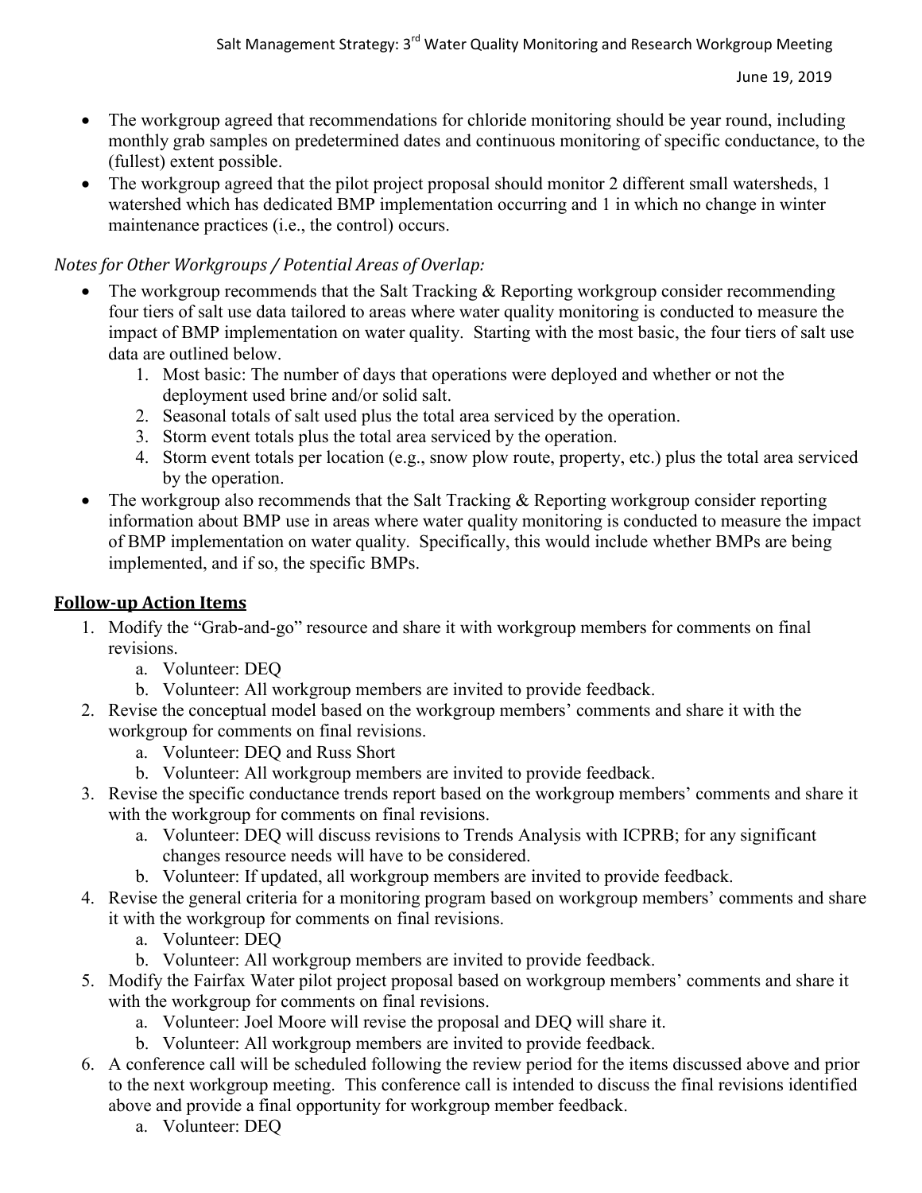- The workgroup agreed that recommendations for chloride monitoring should be year round, including monthly grab samples on predetermined dates and continuous monitoring of specific conductance, to the (fullest) extent possible.
- The workgroup agreed that the pilot project proposal should monitor 2 different small watersheds, 1 watershed which has dedicated BMP implementation occurring and 1 in which no change in winter maintenance practices (i.e., the control) occurs.

*Notes for Other Workgroups / Potential Areas of Overlap:*

- The workgroup recommends that the Salt Tracking & Reporting workgroup consider recommending four tiers of salt use data tailored to areas where water quality monitoring is conducted to measure the impact of BMP implementation on water quality. Starting with the most basic, the four tiers of salt use data are outlined below.
    1. Most basic: The number of days that operations were deployed and whether or not the deployment used brine and/or solid salt.
    2. Seasonal totals of salt used plus the total area serviced by the operation.
    3. Storm event totals plus the total area serviced by the operation.
    4. Storm event totals per location (e.g., snow plow route, property, etc.) plus the total area serviced by the operation.
- The workgroup also recommends that the Salt Tracking & Reporting workgroup consider reporting information about BMP use in areas where water quality monitoring is conducted to measure the impact of BMP implementation on water quality. Specifically, this would include whether BMPs are being implemented, and if so, the specific BMPs.

## Follow-up Action Items

1. Modify the "Grab-and-go" resource and share it with workgroup members for comments on final revisions.
    a. Volunteer: DEQ
    b. Volunteer: All workgroup members are invited to provide feedback.
2. Revise the conceptual model based on the workgroup members' comments and share it with the workgroup for comments on final revisions.
    a. Volunteer: DEQ and Russ Short
    b. Volunteer: All workgroup members are invited to provide feedback.
3. Revise the specific conductance trends report based on the workgroup members' comments and share it with the workgroup for comments on final revisions.
    a. Volunteer: DEQ will discuss revisions to Trends Analysis with ICPRB; for any significant changes resource needs will have to be considered.
    b. Volunteer: If updated, all workgroup members are invited to provide feedback.
4. Revise the general criteria for a monitoring program based on workgroup members' comments and share it with the workgroup for comments on final revisions.
    a. Volunteer: DEQ
    b. Volunteer: All workgroup members are invited to provide feedback.
5. Modify the Fairfax Water pilot project proposal based on workgroup members' comments and share it with the workgroup for comments on final revisions.
    a. Volunteer: Joel Moore will revise the proposal and DEQ will share it.
    b. Volunteer: All workgroup members are invited to provide feedback.
6. A conference call will be scheduled following the review period for the items discussed above and prior to the next workgroup meeting. This conference call is intended to discuss the final revisions identified above and provide a final opportunity for workgroup member feedback.
    a. Volunteer: DEQ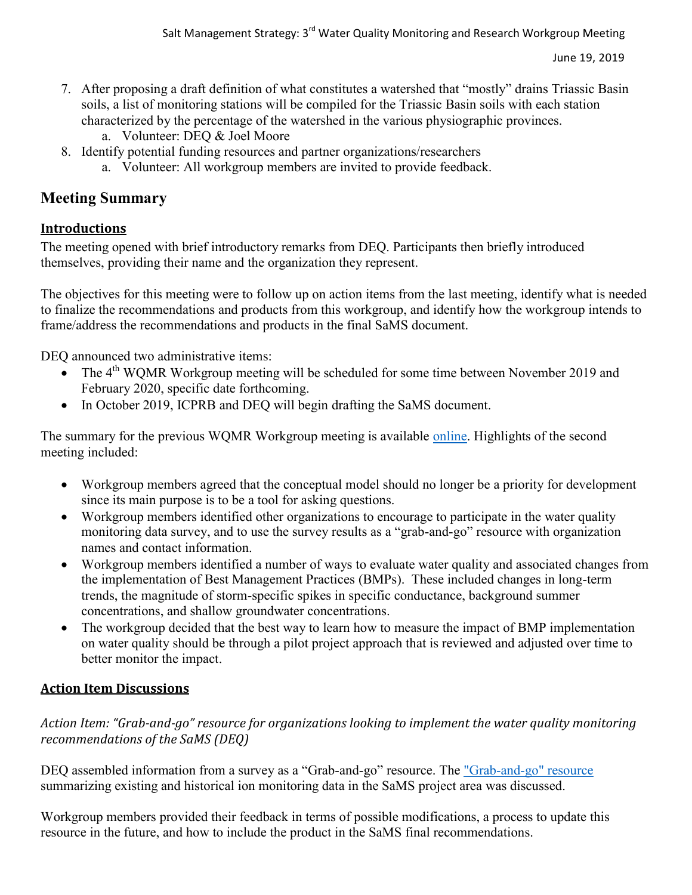7. After proposing a draft definition of what constitutes a watershed that "mostly" drains Triassic Basin soils, a list of monitoring stations will be compiled for the Triassic Basin soils with each station characterized by the percentage of the watershed in the various physiographic provinces.
   a. Volunteer: DEQ & Joel Moore
8. Identify potential funding resources and partner organizations/researchers
   a. Volunteer: All workgroup members are invited to provide feedback.

## Meeting Summary

### Introductions

The meeting opened with brief introductory remarks from DEQ. Participants then briefly introduced themselves, providing their name and the organization they represent.

The objectives for this meeting were to follow up on action items from the last meeting, identify what is needed to finalize the recommendations and products from this workgroup, and identify how the workgroup intends to frame/address the recommendations and products in the final SaMS document.

DEQ announced two administrative items:

- The 4th WQMR Workgroup meeting will be scheduled for some time between November 2019 and February 2020, specific date forthcoming.
- In October 2019, ICPRB and DEQ will begin drafting the SaMS document.

The summary for the previous WQMR Workgroup meeting is available online. Highlights of the second meeting included:

- Workgroup members agreed that the conceptual model should no longer be a priority for development since its main purpose is to be a tool for asking questions.
- Workgroup members identified other organizations to encourage to participate in the water quality monitoring data survey, and to use the survey results as a "grab-and-go" resource with organization names and contact information.
- Workgroup members identified a number of ways to evaluate water quality and associated changes from the implementation of Best Management Practices (BMPs). These included changes in long-term trends, the magnitude of storm-specific spikes in specific conductance, background summer concentrations, and shallow groundwater concentrations.
- The workgroup decided that the best way to learn how to measure the impact of BMP implementation on water quality should be through a pilot project approach that is reviewed and adjusted over time to better monitor the impact.

### Action Item Discussions

*Action Item: "Grab-and-go" resource for organizations looking to implement the water quality monitoring recommendations of the SaMS (DEQ)*

DEQ assembled information from a survey as a "Grab-and-go" resource. The "Grab-and-go" resource summarizing existing and historical ion monitoring data in the SaMS project area was discussed.

Workgroup members provided their feedback in terms of possible modifications, a process to update this resource in the future, and how to include the product in the SaMS final recommendations.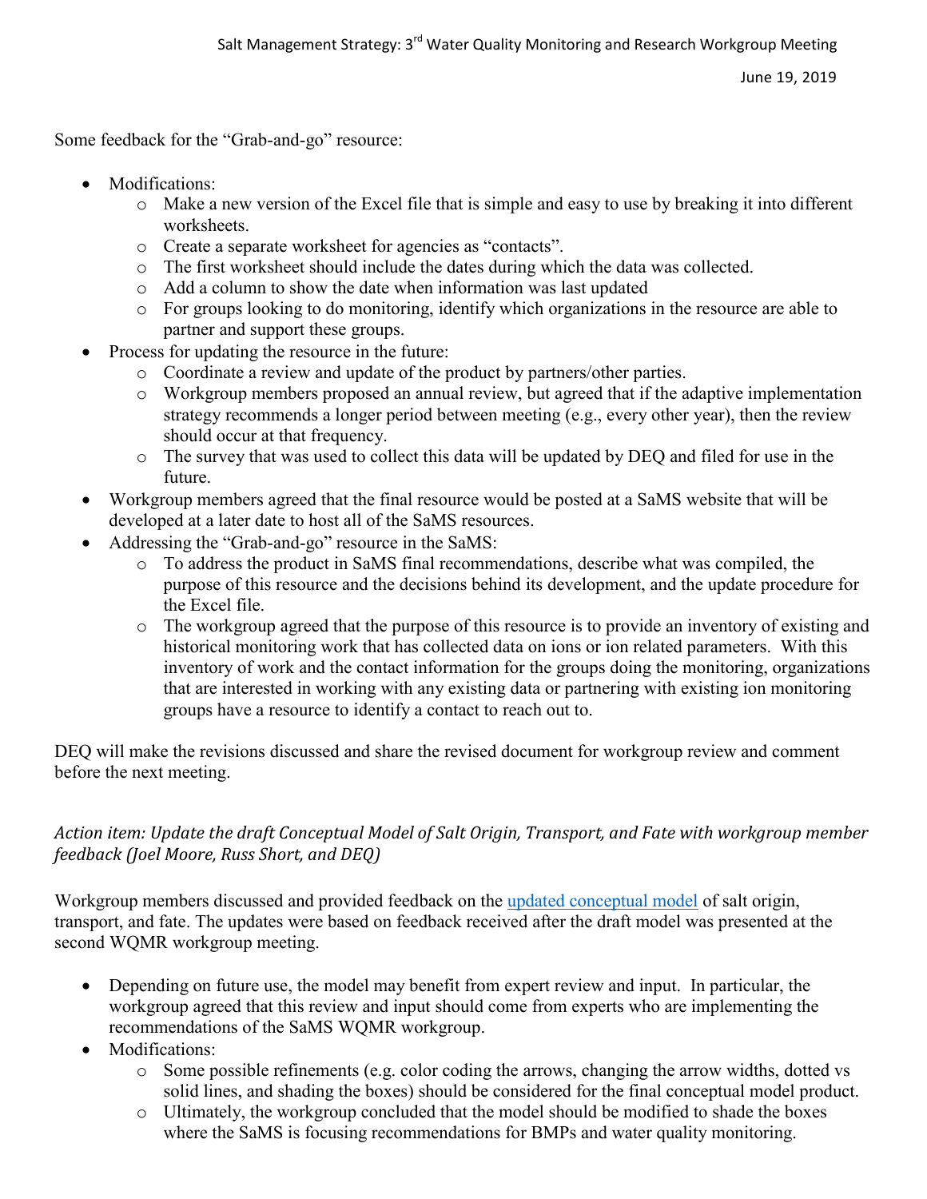Some feedback for the "Grab-and-go" resource:

- Modifications:
  - Make a new version of the Excel file that is simple and easy to use by breaking it into different worksheets.
  - Create a separate worksheet for agencies as "contacts".
  - The first worksheet should include the dates during which the data was collected.
  - Add a column to show the date when information was last updated
  - For groups looking to do monitoring, identify which organizations in the resource are able to partner and support these groups.
- Process for updating the resource in the future:
  - Coordinate a review and update of the product by partners/other parties.
  - Workgroup members proposed an annual review, but agreed that if the adaptive implementation strategy recommends a longer period between meeting (e.g., every other year), then the review should occur at that frequency.
  - The survey that was used to collect this data will be updated by DEQ and filed for use in the future.
- Workgroup members agreed that the final resource would be posted at a SaMS website that will be developed at a later date to host all of the SaMS resources.
- Addressing the "Grab-and-go" resource in the SaMS:
  - To address the product in SaMS final recommendations, describe what was compiled, the purpose of this resource and the decisions behind its development, and the update procedure for the Excel file.
  - The workgroup agreed that the purpose of this resource is to provide an inventory of existing and historical monitoring work that has collected data on ions or ion related parameters. With this inventory of work and the contact information for the groups doing the monitoring, organizations that are interested in working with any existing data or partnering with existing ion monitoring groups have a resource to identify a contact to reach out to.

DEQ will make the revisions discussed and share the revised document for workgroup review and comment before the next meeting.

*Action item: Update the draft Conceptual Model of Salt Origin, Transport, and Fate with workgroup member feedback (Joel Moore, Russ Short, and DEQ)*

Workgroup members discussed and provided feedback on the updated conceptual model of salt origin, transport, and fate. The updates were based on feedback received after the draft model was presented at the second WQMR workgroup meeting.

- Depending on future use, the model may benefit from expert review and input. In particular, the workgroup agreed that this review and input should come from experts who are implementing the recommendations of the SaMS WQMR workgroup.
- Modifications:
  - Some possible refinements (e.g. color coding the arrows, changing the arrow widths, dotted vs solid lines, and shading the boxes) should be considered for the final conceptual model product.
  - Ultimately, the workgroup concluded that the model should be modified to shade the boxes where the SaMS is focusing recommendations for BMPs and water quality monitoring.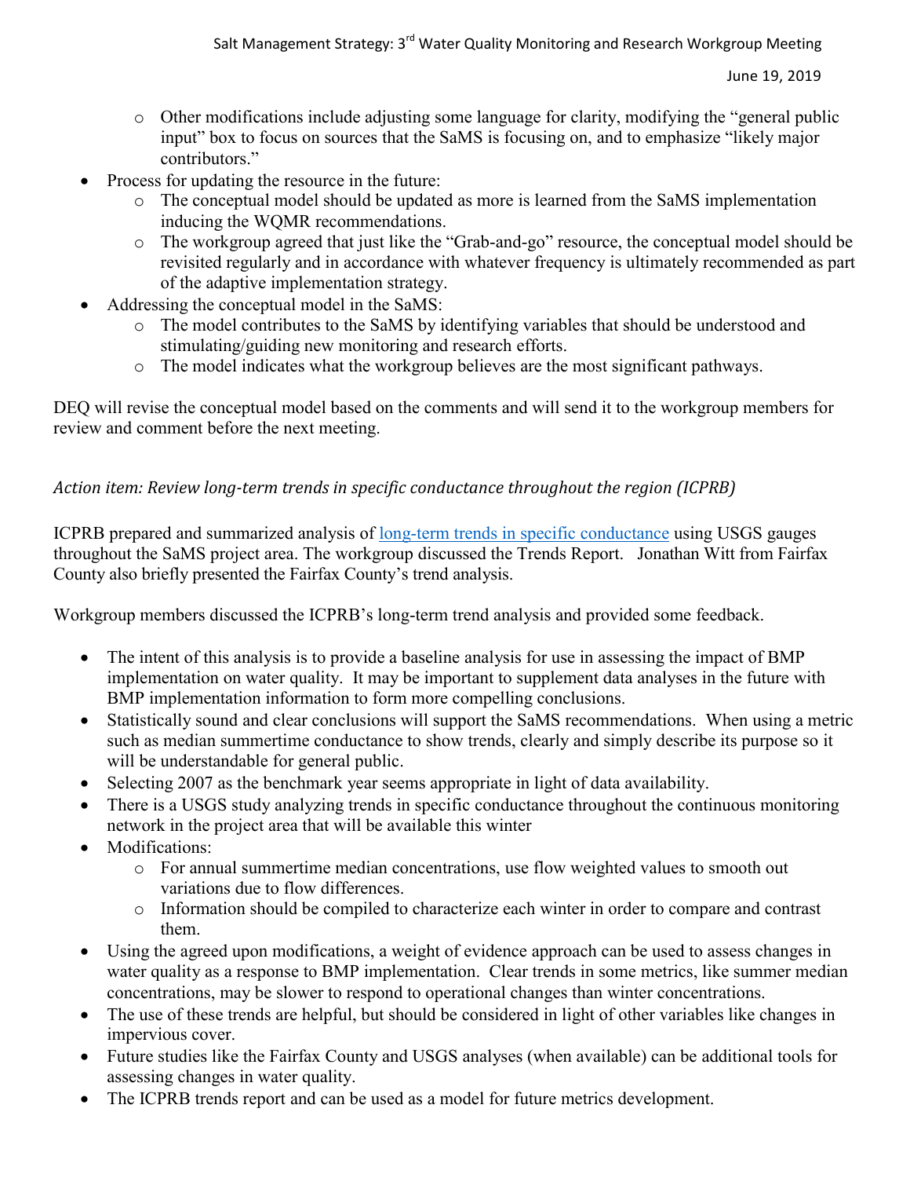- Other modifications include adjusting some language for clarity, modifying the "general public input" box to focus on sources that the SaMS is focusing on, and to emphasize "likely major contributors."
- Process for updating the resource in the future:
  - The conceptual model should be updated as more is learned from the SaMS implementation inducing the WQMR recommendations.
  - The workgroup agreed that just like the "Grab-and-go" resource, the conceptual model should be revisited regularly and in accordance with whatever frequency is ultimately recommended as part of the adaptive implementation strategy.
- Addressing the conceptual model in the SaMS:
  - The model contributes to the SaMS by identifying variables that should be understood and stimulating/guiding new monitoring and research efforts.
  - The model indicates what the workgroup believes are the most significant pathways.

DEQ will revise the conceptual model based on the comments and will send it to the workgroup members for review and comment before the next meeting.

*Action item: Review long-term trends in specific conductance throughout the region (ICPRB)*

ICPRB prepared and summarized analysis of long-term trends in specific conductance using USGS gauges throughout the SaMS project area. The workgroup discussed the Trends Report. Jonathan Witt from Fairfax County also briefly presented the Fairfax County's trend analysis.

Workgroup members discussed the ICPRB's long-term trend analysis and provided some feedback.

- The intent of this analysis is to provide a baseline analysis for use in assessing the impact of BMP implementation on water quality. It may be important to supplement data analyses in the future with BMP implementation information to form more compelling conclusions.
- Statistically sound and clear conclusions will support the SaMS recommendations. When using a metric such as median summertime conductance to show trends, clearly and simply describe its purpose so it will be understandable for general public.
- Selecting 2007 as the benchmark year seems appropriate in light of data availability.
- There is a USGS study analyzing trends in specific conductance throughout the continuous monitoring network in the project area that will be available this winter
- Modifications:
  - For annual summertime median concentrations, use flow weighted values to smooth out variations due to flow differences.
  - Information should be compiled to characterize each winter in order to compare and contrast them.
- Using the agreed upon modifications, a weight of evidence approach can be used to assess changes in water quality as a response to BMP implementation. Clear trends in some metrics, like summer median concentrations, may be slower to respond to operational changes than winter concentrations.
- The use of these trends are helpful, but should be considered in light of other variables like changes in impervious cover.
- Future studies like the Fairfax County and USGS analyses (when available) can be additional tools for assessing changes in water quality.
- The ICPRB trends report and can be used as a model for future metrics development.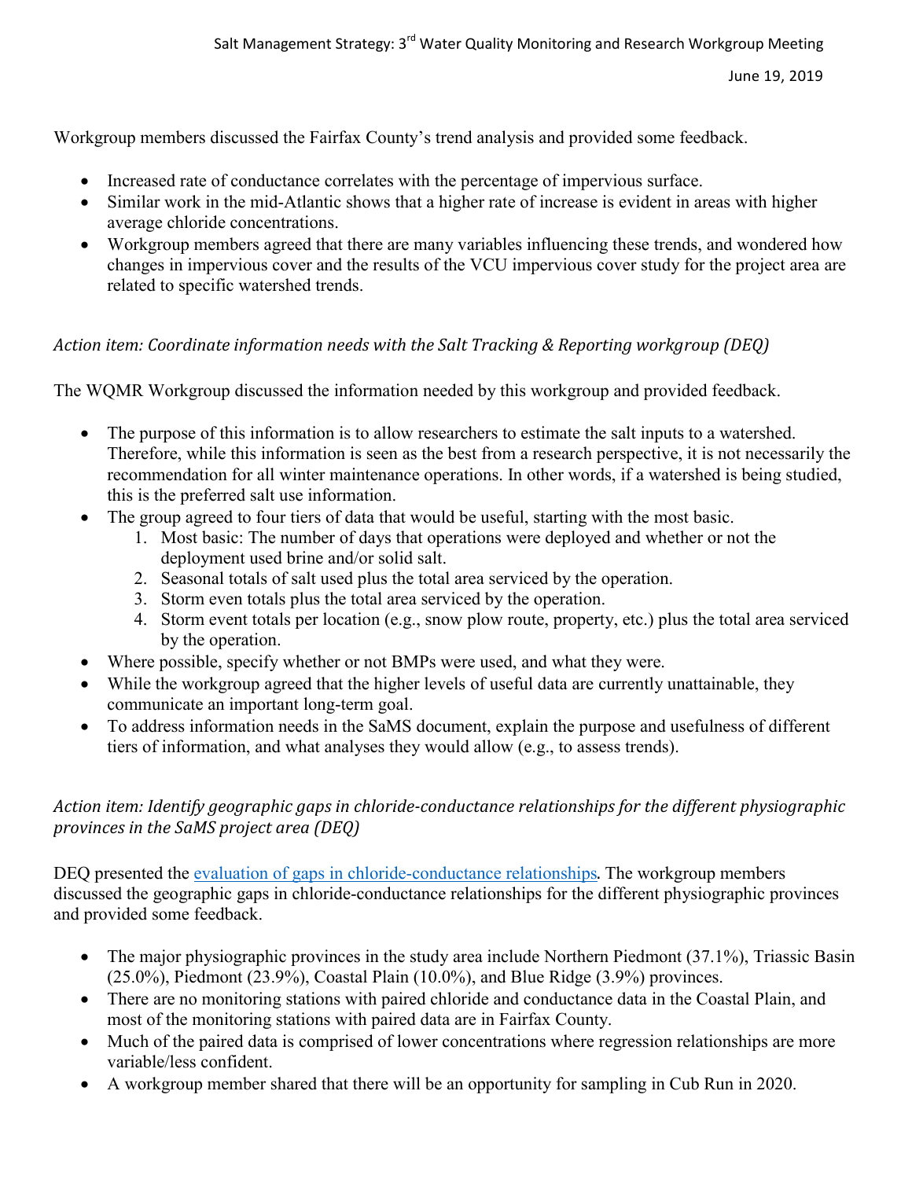Workgroup members discussed the Fairfax County's trend analysis and provided some feedback.

- Increased rate of conductance correlates with the percentage of impervious surface.
- Similar work in the mid-Atlantic shows that a higher rate of increase is evident in areas with higher average chloride concentrations.
- Workgroup members agreed that there are many variables influencing these trends, and wondered how changes in impervious cover and the results of the VCU impervious cover study for the project area are related to specific watershed trends.

*Action item: Coordinate information needs with the Salt Tracking & Reporting workgroup (DEQ)*

The WQMR Workgroup discussed the information needed by this workgroup and provided feedback.

- The purpose of this information is to allow researchers to estimate the salt inputs to a watershed. Therefore, while this information is seen as the best from a research perspective, it is not necessarily the recommendation for all winter maintenance operations. In other words, if a watershed is being studied, this is the preferred salt use information.
- The group agreed to four tiers of data that would be useful, starting with the most basic.
    1. Most basic: The number of days that operations were deployed and whether or not the deployment used brine and/or solid salt.
    2. Seasonal totals of salt used plus the total area serviced by the operation.
    3. Storm even totals plus the total area serviced by the operation.
    4. Storm event totals per location (e.g., snow plow route, property, etc.) plus the total area serviced by the operation.
- Where possible, specify whether or not BMPs were used, and what they were.
- While the workgroup agreed that the higher levels of useful data are currently unattainable, they communicate an important long-term goal.
- To address information needs in the SaMS document, explain the purpose and usefulness of different tiers of information, and what analyses they would allow (e.g., to assess trends).

*Action item: Identify geographic gaps in chloride-conductance relationships for the different physiographic provinces in the SaMS project area (DEQ)*

DEQ presented the evaluation of gaps in chloride-conductance relationships. The workgroup members discussed the geographic gaps in chloride-conductance relationships for the different physiographic provinces and provided some feedback.

- The major physiographic provinces in the study area include Northern Piedmont (37.1%), Triassic Basin (25.0%), Piedmont (23.9%), Coastal Plain (10.0%), and Blue Ridge (3.9%) provinces.
- There are no monitoring stations with paired chloride and conductance data in the Coastal Plain, and most of the monitoring stations with paired data are in Fairfax County.
- Much of the paired data is comprised of lower concentrations where regression relationships are more variable/less confident.
- A workgroup member shared that there will be an opportunity for sampling in Cub Run in 2020.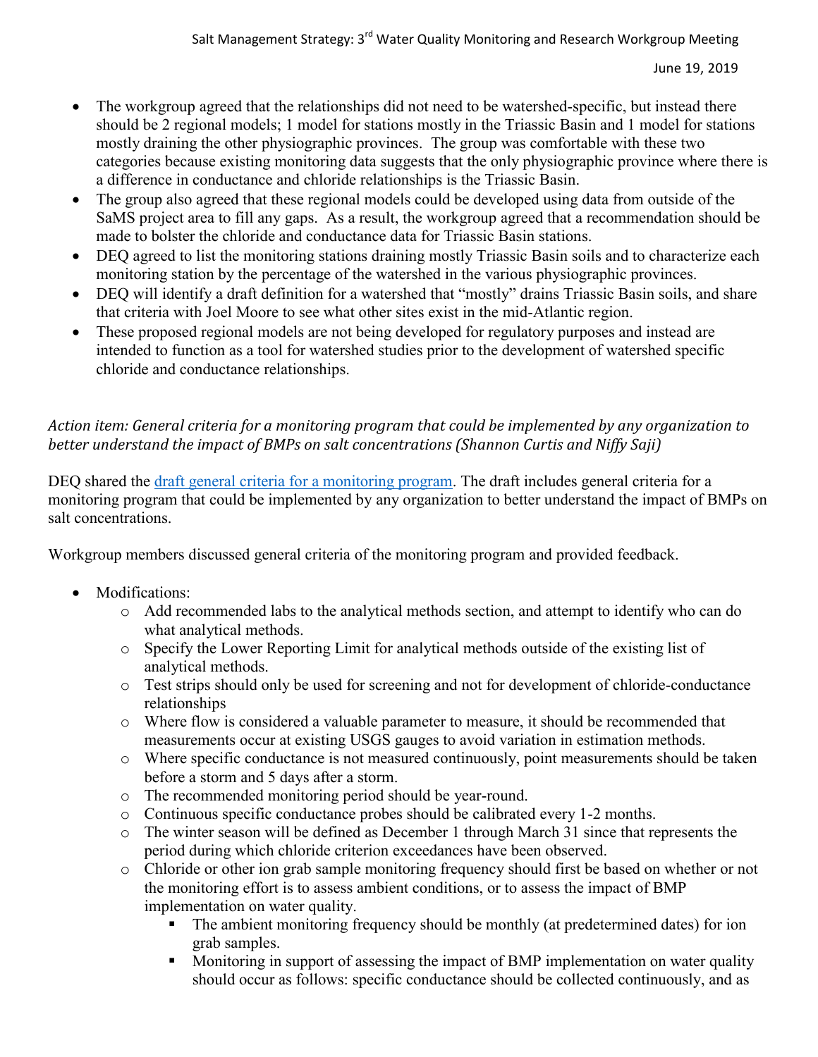- The workgroup agreed that the relationships did not need to be watershed-specific, but instead there should be 2 regional models; 1 model for stations mostly in the Triassic Basin and 1 model for stations mostly draining the other physiographic provinces. The group was comfortable with these two categories because existing monitoring data suggests that the only physiographic province where there is a difference in conductance and chloride relationships is the Triassic Basin.
- The group also agreed that these regional models could be developed using data from outside of the SaMS project area to fill any gaps. As a result, the workgroup agreed that a recommendation should be made to bolster the chloride and conductance data for Triassic Basin stations.
- DEQ agreed to list the monitoring stations draining mostly Triassic Basin soils and to characterize each monitoring station by the percentage of the watershed in the various physiographic provinces.
- DEQ will identify a draft definition for a watershed that "mostly" drains Triassic Basin soils, and share that criteria with Joel Moore to see what other sites exist in the mid-Atlantic region.
- These proposed regional models are not being developed for regulatory purposes and instead are intended to function as a tool for watershed studies prior to the development of watershed specific chloride and conductance relationships.

*Action item: General criteria for a monitoring program that could be implemented by any organization to better understand the impact of BMPs on salt concentrations (Shannon Curtis and Niffy Saji)*

DEQ shared the draft general criteria for a monitoring program. The draft includes general criteria for a monitoring program that could be implemented by any organization to better understand the impact of BMPs on salt concentrations.

Workgroup members discussed general criteria of the monitoring program and provided feedback.

- Modifications:
  - Add recommended labs to the analytical methods section, and attempt to identify who can do what analytical methods.
  - Specify the Lower Reporting Limit for analytical methods outside of the existing list of analytical methods.
  - Test strips should only be used for screening and not for development of chloride-conductance relationships
  - Where flow is considered a valuable parameter to measure, it should be recommended that measurements occur at existing USGS gauges to avoid variation in estimation methods.
  - Where specific conductance is not measured continuously, point measurements should be taken before a storm and 5 days after a storm.
  - The recommended monitoring period should be year-round.
  - Continuous specific conductance probes should be calibrated every 1-2 months.
  - The winter season will be defined as December 1 through March 31 since that represents the period during which chloride criterion exceedances have been observed.
  - Chloride or other ion grab sample monitoring frequency should first be based on whether or not the monitoring effort is to assess ambient conditions, or to assess the impact of BMP implementation on water quality.
    - The ambient monitoring frequency should be monthly (at predetermined dates) for ion grab samples.
    - Monitoring in support of assessing the impact of BMP implementation on water quality should occur as follows: specific conductance should be collected continuously, and as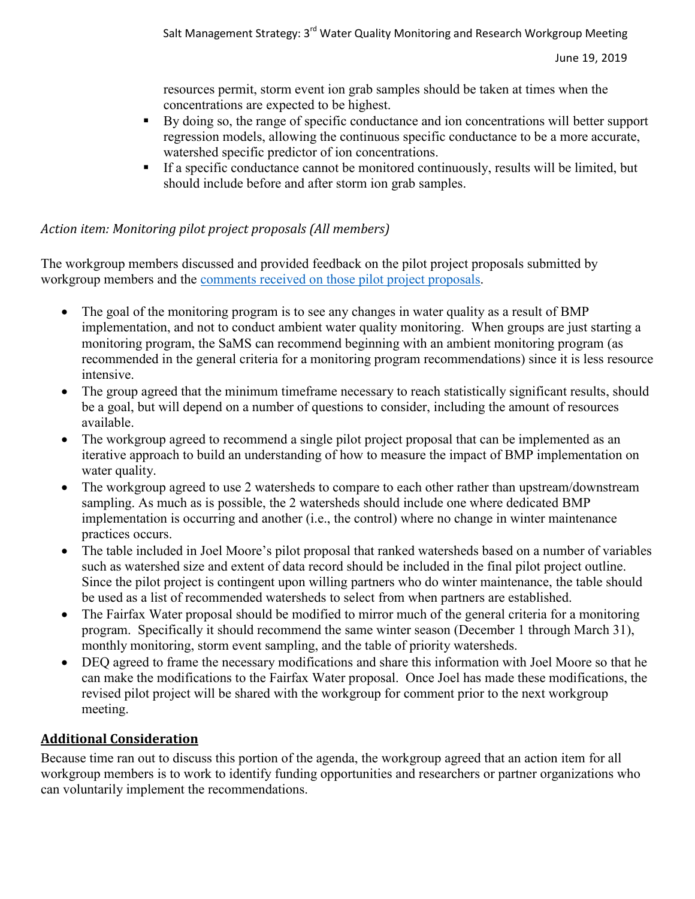resources permit, storm event ion grab samples should be taken at times when the concentrations are expected to be highest.

    - By doing so, the range of specific conductance and ion concentrations will better support regression models, allowing the continuous specific conductance to be a more accurate, watershed specific predictor of ion concentrations.
    - If a specific conductance cannot be monitored continuously, results will be limited, but should include before and after storm ion grab samples.

*Action item: Monitoring pilot project proposals (All members)*

The workgroup members discussed and provided feedback on the pilot project proposals submitted by workgroup members and the [comments received on those pilot project proposals](comments received on those pilot project proposals).

- The goal of the monitoring program is to see any changes in water quality as a result of BMP implementation, and not to conduct ambient water quality monitoring. When groups are just starting a monitoring program, the SaMS can recommend beginning with an ambient monitoring program (as recommended in the general criteria for a monitoring program recommendations) since it is less resource intensive.
- The group agreed that the minimum timeframe necessary to reach statistically significant results, should be a goal, but will depend on a number of questions to consider, including the amount of resources available.
- The workgroup agreed to recommend a single pilot project proposal that can be implemented as an iterative approach to build an understanding of how to measure the impact of BMP implementation on water quality.
- The workgroup agreed to use 2 watersheds to compare to each other rather than upstream/downstream sampling. As much as is possible, the 2 watersheds should include one where dedicated BMP implementation is occurring and another (i.e., the control) where no change in winter maintenance practices occurs.
- The table included in Joel Moore's pilot proposal that ranked watersheds based on a number of variables such as watershed size and extent of data record should be included in the final pilot project outline. Since the pilot project is contingent upon willing partners who do winter maintenance, the table should be used as a list of recommended watersheds to select from when partners are established.
- The Fairfax Water proposal should be modified to mirror much of the general criteria for a monitoring program. Specifically it should recommend the same winter season (December 1 through March 31), monthly monitoring, storm event sampling, and the table of priority watersheds.
- DEQ agreed to frame the necessary modifications and share this information with Joel Moore so that he can make the modifications to the Fairfax Water proposal. Once Joel has made these modifications, the revised pilot project will be shared with the workgroup for comment prior to the next workgroup meeting.

## **Additional Consideration**

Because time ran out to discuss this portion of the agenda, the workgroup agreed that an action item for all workgroup members is to work to identify funding opportunities and researchers or partner organizations who can voluntarily implement the recommendations.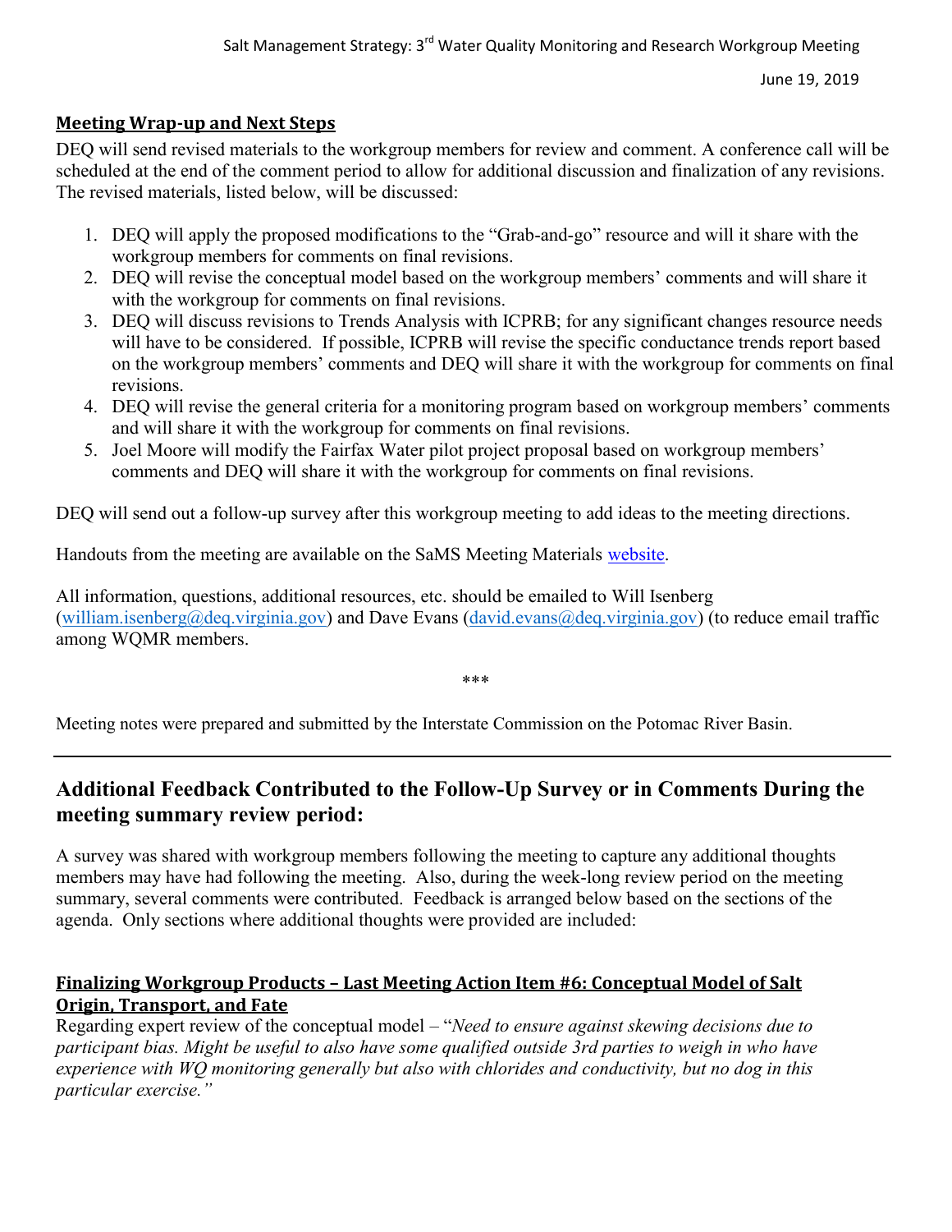### Meeting Wrap-up and Next Steps

DEQ will send revised materials to the workgroup members for review and comment. A conference call will be scheduled at the end of the comment period to allow for additional discussion and finalization of any revisions. The revised materials, listed below, will be discussed:

1. DEQ will apply the proposed modifications to the "Grab-and-go" resource and will it share with the workgroup members for comments on final revisions.
2. DEQ will revise the conceptual model based on the workgroup members' comments and will share it with the workgroup for comments on final revisions.
3. DEQ will discuss revisions to Trends Analysis with ICPRB; for any significant changes resource needs will have to be considered. If possible, ICPRB will revise the specific conductance trends report based on the workgroup members' comments and DEQ will share it with the workgroup for comments on final revisions.
4. DEQ will revise the general criteria for a monitoring program based on workgroup members' comments and will share it with the workgroup for comments on final revisions.
5. Joel Moore will modify the Fairfax Water pilot project proposal based on workgroup members' comments and DEQ will share it with the workgroup for comments on final revisions.

DEQ will send out a follow-up survey after this workgroup meeting to add ideas to the meeting directions.

Handouts from the meeting are available on the SaMS Meeting Materials website.

All information, questions, additional resources, etc. should be emailed to Will Isenberg (william.isenberg@deq.virginia.gov) and Dave Evans (david.evans@deq.virginia.gov) (to reduce email traffic among WQMR members.

\*\*\*

Meeting notes were prepared and submitted by the Interstate Commission on the Potomac River Basin.

---

## Additional Feedback Contributed to the Follow-Up Survey or in Comments During the meeting summary review period:

A survey was shared with workgroup members following the meeting to capture any additional thoughts members may have had following the meeting. Also, during the week-long review period on the meeting summary, several comments were contributed. Feedback is arranged below based on the sections of the agenda. Only sections where additional thoughts were provided are included:

### Finalizing Workgroup Products – Last Meeting Action Item #6: Conceptual Model of Salt Origin, Transport, and Fate

Regarding expert review of the conceptual model – "*Need to ensure against skewing decisions due to participant bias. Might be useful to also have some qualified outside 3rd parties to weigh in who have experience with WQ monitoring generally but also with chlorides and conductivity, but no dog in this particular exercise.*"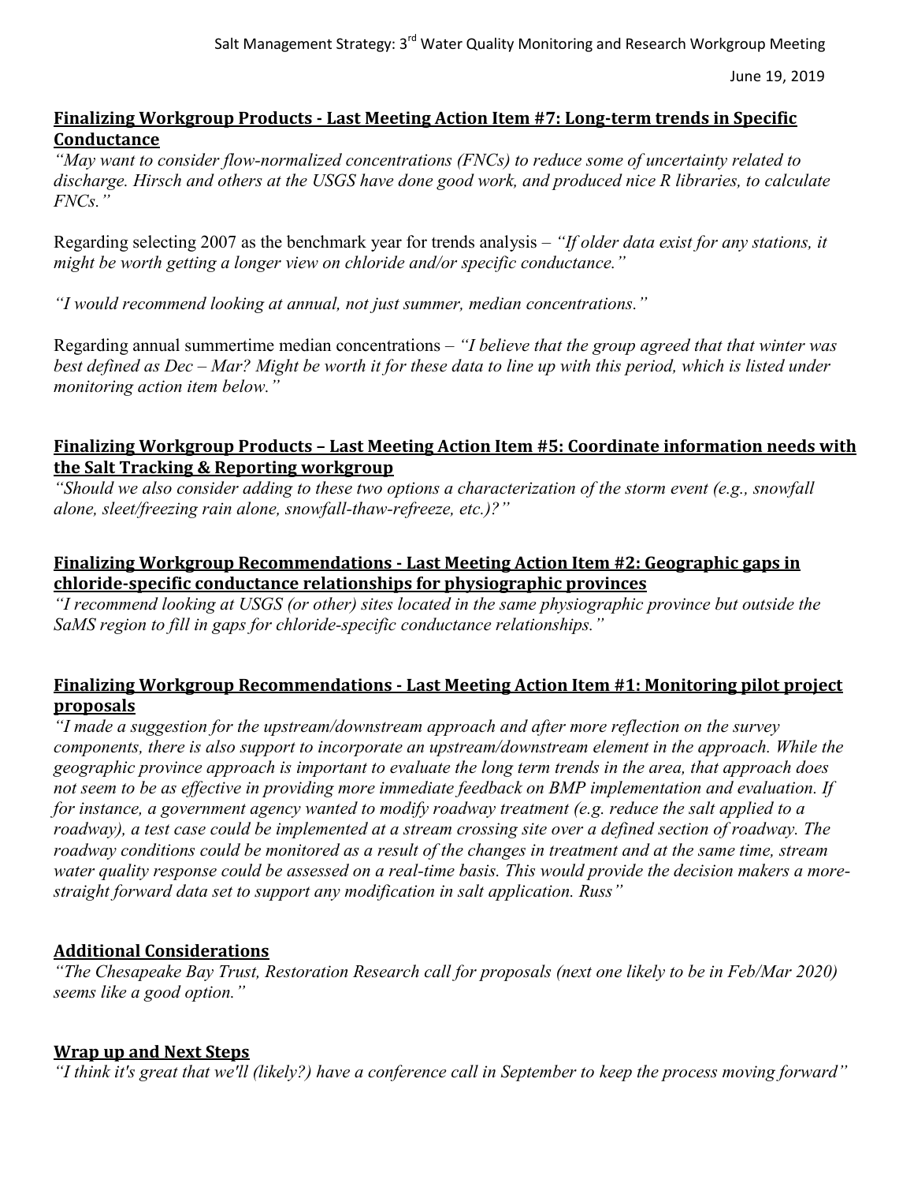### **Finalizing Workgroup Products - Last Meeting Action Item #7: Long-term trends in Specific Conductance**

*"May want to consider flow-normalized concentrations (FNCs) to reduce some of uncertainty related to discharge. Hirsch and others at the USGS have done good work, and produced nice R libraries, to calculate FNCs."*

Regarding selecting 2007 as the benchmark year for trends analysis – *"If older data exist for any stations, it might be worth getting a longer view on chloride and/or specific conductance."*

*"I would recommend looking at annual, not just summer, median concentrations."*

Regarding annual summertime median concentrations – *"I believe that the group agreed that that winter was best defined as Dec – Mar? Might be worth it for these data to line up with this period, which is listed under monitoring action item below."*

### **Finalizing Workgroup Products – Last Meeting Action Item #5: Coordinate information needs with the Salt Tracking & Reporting workgroup**

*"Should we also consider adding to these two options a characterization of the storm event (e.g., snowfall alone, sleet/freezing rain alone, snowfall-thaw-refreeze, etc.)?"*

### **Finalizing Workgroup Recommendations - Last Meeting Action Item #2: Geographic gaps in chloride-specific conductance relationships for physiographic provinces**

*"I recommend looking at USGS (or other) sites located in the same physiographic province but outside the SaMS region to fill in gaps for chloride-specific conductance relationships."*

### **Finalizing Workgroup Recommendations - Last Meeting Action Item #1: Monitoring pilot project proposals**

*"I made a suggestion for the upstream/downstream approach and after more reflection on the survey components, there is also support to incorporate an upstream/downstream element in the approach. While the geographic province approach is important to evaluate the long term trends in the area, that approach does not seem to be as effective in providing more immediate feedback on BMP implementation and evaluation. If for instance, a government agency wanted to modify roadway treatment (e.g. reduce the salt applied to a roadway), a test case could be implemented at a stream crossing site over a defined section of roadway. The roadway conditions could be monitored as a result of the changes in treatment and at the same time, stream water quality response could be assessed on a real-time basis. This would provide the decision makers a more-straight forward data set to support any modification in salt application. Russ"*

### **Additional Considerations**

*"The Chesapeake Bay Trust, Restoration Research call for proposals (next one likely to be in Feb/Mar 2020) seems like a good option."*

### **Wrap up and Next Steps**

*"I think it's great that we'll (likely?) have a conference call in September to keep the process moving forward"*